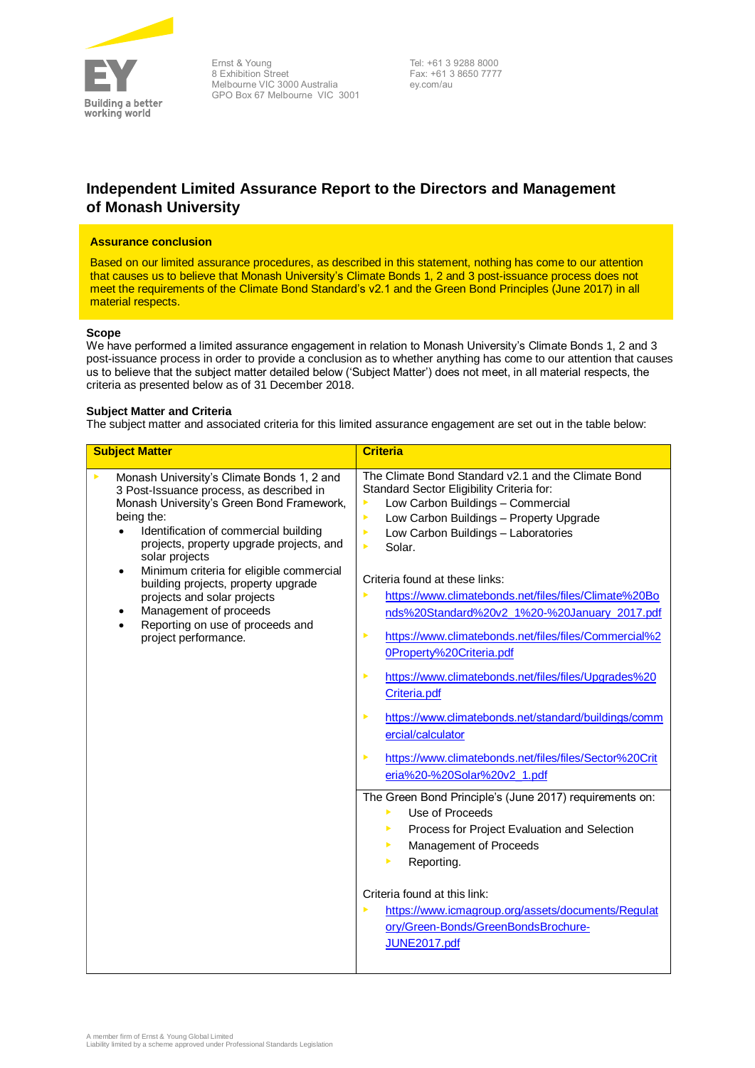Ernst & Young
8 Exhibition Street
Melbourne VIC 3000 Australia
GPO Box 67 Melbourne VIC 3001

Tel: +61 3 9288 8000
Fax: +61 3 8650 7777
ey.com/au

# Independent Limited Assurance Report to the Directors and Management of Monash University

**Assurance conclusion**

Based on our limited assurance procedures, as described in this statement, nothing has come to our attention that causes us to believe that Monash University's Climate Bonds 1, 2 and 3 post-issuance process does not meet the requirements of the Climate Bond Standard's v2.1 and the Green Bond Principles (June 2017) in all material respects.

**Scope**

We have performed a limited assurance engagement in relation to Monash University's Climate Bonds 1, 2 and 3 post-issuance process in order to provide a conclusion as to whether anything has come to our attention that causes us to believe that the subject matter detailed below ('Subject Matter') does not meet, in all material respects, the criteria as presented below as of 31 December 2018.

**Subject Matter and Criteria**

The subject matter and associated criteria for this limited assurance engagement are set out in the table below:

| Subject Matter | Criteria |
|---|---|
| ▸ Monash University's Climate Bonds 1, 2 and 3 Post-Issuance process, as described in Monash University's Green Bond Framework, being the:<br>• Identification of commercial building projects, property upgrade projects, and solar projects<br>• Minimum criteria for eligible commercial building projects, property upgrade projects and solar projects<br>• Management of proceeds<br>• Reporting on use of proceeds and project performance. | The Climate Bond Standard v2.1 and the Climate Bond Standard Sector Eligibility Criteria for:<br>▸ Low Carbon Buildings – Commercial<br>▸ Low Carbon Buildings – Property Upgrade<br>▸ Low Carbon Buildings – Laboratories<br>▸ Solar.<br><br>Criteria found at these links:<br>▸ https://www.climatebonds.net/files/files/Climate%20Bonds%20Standard%20v2_1%20-%20January_2017.pdf<br>▸ https://www.climatebonds.net/files/files/Commercial%20Property%20Criteria.pdf<br>▸ https://www.climatebonds.net/files/files/Upgrades%20Criteria.pdf<br>▸ https://www.climatebonds.net/standard/buildings/commercial/calculator<br>▸ https://www.climatebonds.net/files/files/Sector%20Criteria%20-%20Solar%20v2_1.pdf |
| | The Green Bond Principle's (June 2017) requirements on:<br>▸ Use of Proceeds<br>▸ Process for Project Evaluation and Selection<br>▸ Management of Proceeds<br>▸ Reporting.<br><br>Criteria found at this link:<br>▸ https://www.icmagroup.org/assets/documents/Regulatory/Green-Bonds/GreenBondsBrochure-JUNE2017.pdf |

A member firm of Ernst & Young Global Limited
Liability limited by a scheme approved under Professional Standards Legislation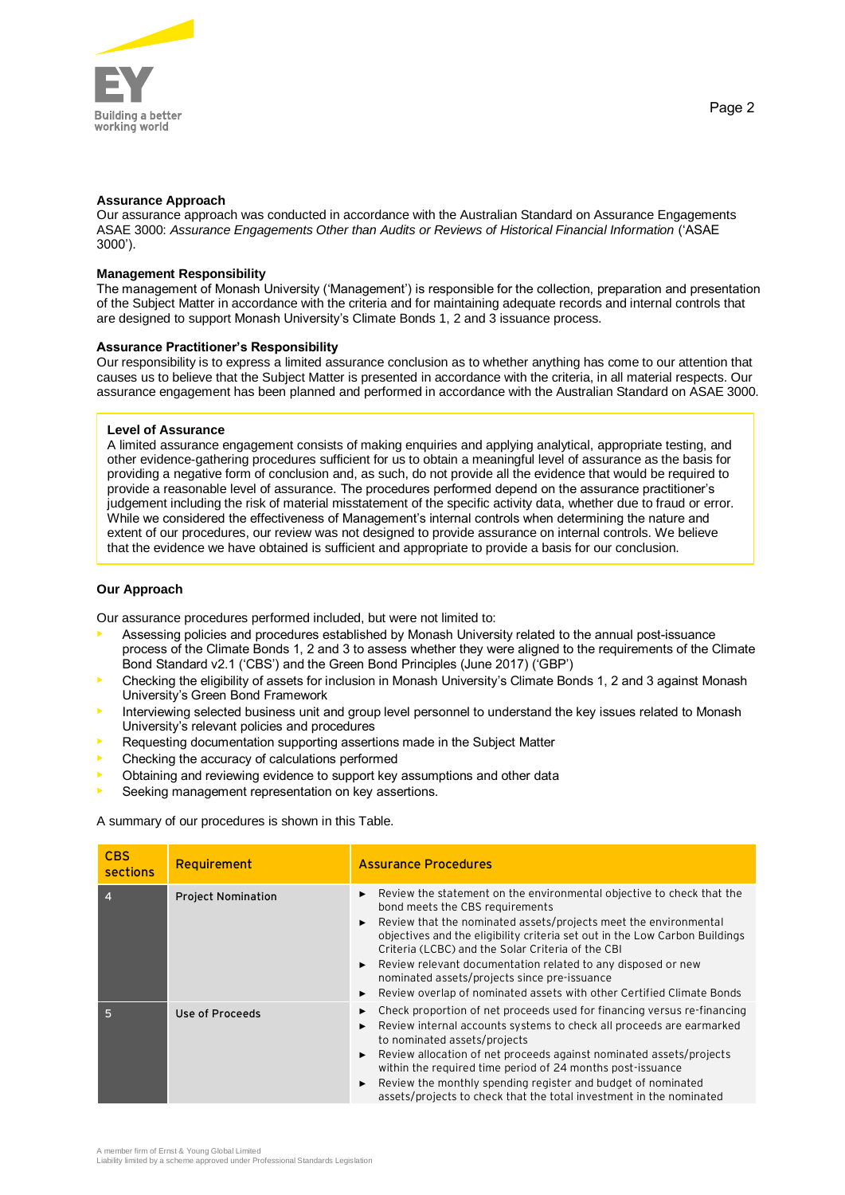### Assurance Approach

Our assurance approach was conducted in accordance with the Australian Standard on Assurance Engagements ASAE 3000: *Assurance Engagements Other than Audits or Reviews of Historical Financial Information* ('ASAE 3000').

### Management Responsibility

The management of Monash University ('Management') is responsible for the collection, preparation and presentation of the Subject Matter in accordance with the criteria and for maintaining adequate records and internal controls that are designed to support Monash University's Climate Bonds 1, 2 and 3 issuance process.

### Assurance Practitioner's Responsibility

Our responsibility is to express a limited assurance conclusion as to whether anything has come to our attention that causes us to believe that the Subject Matter is presented in accordance with the criteria, in all material respects. Our assurance engagement has been planned and performed in accordance with the Australian Standard on ASAE 3000.

### Level of Assurance

A limited assurance engagement consists of making enquiries and applying analytical, appropriate testing, and other evidence-gathering procedures sufficient for us to obtain a meaningful level of assurance as the basis for providing a negative form of conclusion and, as such, do not provide all the evidence that would be required to provide a reasonable level of assurance. The procedures performed depend on the assurance practitioner's judgement including the risk of material misstatement of the specific activity data, whether due to fraud or error. While we considered the effectiveness of Management's internal controls when determining the nature and extent of our procedures, our review was not designed to provide assurance on internal controls. We believe that the evidence we have obtained is sufficient and appropriate to provide a basis for our conclusion.

### Our Approach

Our assurance procedures performed included, but were not limited to:

- Assessing policies and procedures established by Monash University related to the annual post-issuance process of the Climate Bonds 1, 2 and 3 to assess whether they were aligned to the requirements of the Climate Bond Standard v2.1 ('CBS') and the Green Bond Principles (June 2017) ('GBP')
- Checking the eligibility of assets for inclusion in Monash University's Climate Bonds 1, 2 and 3 against Monash University's Green Bond Framework
- Interviewing selected business unit and group level personnel to understand the key issues related to Monash University's relevant policies and procedures
- Requesting documentation supporting assertions made in the Subject Matter
- Checking the accuracy of calculations performed
- Obtaining and reviewing evidence to support key assumptions and other data
- Seeking management representation on key assertions.

A summary of our procedures is shown in this Table.

| CBS sections | Requirement | Assurance Procedures |
|---|---|---|
| 4 | Project Nomination | ► Review the statement on the environmental objective to check that the bond meets the CBS requirements<br>► Review that the nominated assets/projects meet the environmental objectives and the eligibility criteria set out in the Low Carbon Buildings Criteria (LCBC) and the Solar Criteria of the CBI<br>► Review relevant documentation related to any disposed or new nominated assets/projects since pre-issuance<br>► Review overlap of nominated assets with other Certified Climate Bonds |
| 5 | Use of Proceeds | ► Check proportion of net proceeds used for financing versus re-financing<br>► Review internal accounts systems to check all proceeds are earmarked to nominated assets/projects<br>► Review allocation of net proceeds against nominated assets/projects within the required time period of 24 months post-issuance<br>► Review the monthly spending register and budget of nominated assets/projects to check that the total investment in the nominated |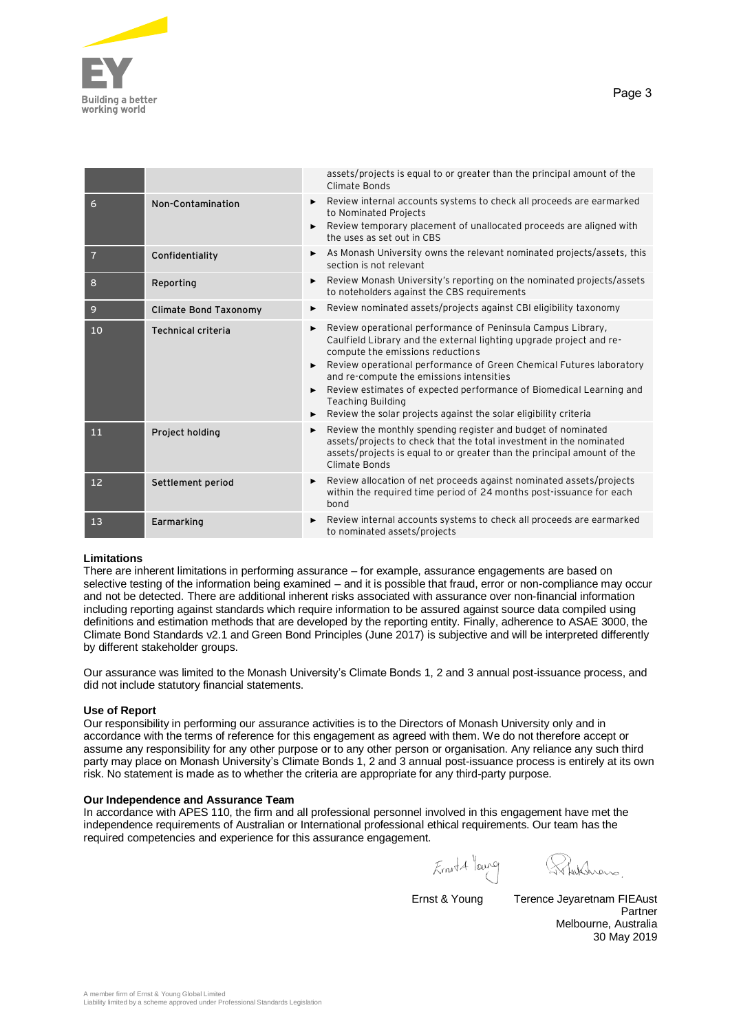| | | |
|---|---|---|
| | | assets/projects is equal to or greater than the principal amount of the Climate Bonds |
| 6 | Non-Contamination | ► Review internal accounts systems to check all proceeds are earmarked to Nominated Projects<br>► Review temporary placement of unallocated proceeds are aligned with the uses as set out in CBS |
| 7 | Confidentiality | ► As Monash University owns the relevant nominated projects/assets, this section is not relevant |
| 8 | Reporting | ► Review Monash University's reporting on the nominated projects/assets to noteholders against the CBS requirements |
| 9 | Climate Bond Taxonomy | ► Review nominated assets/projects against CBI eligibility taxonomy |
| 10 | Technical criteria | ► Review operational performance of Peninsula Campus Library, Caulfield Library and the external lighting upgrade project and re-compute the emissions reductions<br>► Review operational performance of Green Chemical Futures laboratory and re-compute the emissions intensities<br>► Review estimates of expected performance of Biomedical Learning and Teaching Building<br>► Review the solar projects against the solar eligibility criteria |
| 11 | Project holding | ► Review the monthly spending register and budget of nominated assets/projects to check that the total investment in the nominated assets/projects is equal to or greater than the principal amount of the Climate Bonds |
| 12 | Settlement period | ► Review allocation of net proceeds against nominated assets/projects within the required time period of 24 months post-issuance for each bond |
| 13 | Earmarking | ► Review internal accounts systems to check all proceeds are earmarked to nominated assets/projects |

**Limitations**

There are inherent limitations in performing assurance – for example, assurance engagements are based on selective testing of the information being examined – and it is possible that fraud, error or non-compliance may occur and not be detected. There are additional inherent risks associated with assurance over non-financial information including reporting against standards which require information to be assured against source data compiled using definitions and estimation methods that are developed by the reporting entity. Finally, adherence to ASAE 3000, the Climate Bond Standards v2.1 and Green Bond Principles (June 2017) is subjective and will be interpreted differently by different stakeholder groups.

Our assurance was limited to the Monash University's Climate Bonds 1, 2 and 3 annual post-issuance process, and did not include statutory financial statements.

**Use of Report**

Our responsibility in performing our assurance activities is to the Directors of Monash University only and in accordance with the terms of reference for this engagement as agreed with them. We do not therefore accept or assume any responsibility for any other purpose or to any other person or organisation. Any reliance any such third party may place on Monash University's Climate Bonds 1, 2 and 3 annual post-issuance process is entirely at its own risk. No statement is made as to whether the criteria are appropriate for any third-party purpose.

**Our Independence and Assurance Team**

In accordance with APES 110, the firm and all professional personnel involved in this engagement have met the independence requirements of Australian or International professional ethical requirements. Our team has the required competencies and experience for this assurance engagement.

Ernst & Young

Terence Jeyaretnam FIEAust
Partner
Melbourne, Australia
30 May 2019

A member firm of Ernst & Young Global Limited
Liability limited by a scheme approved under Professional Standards Legislation